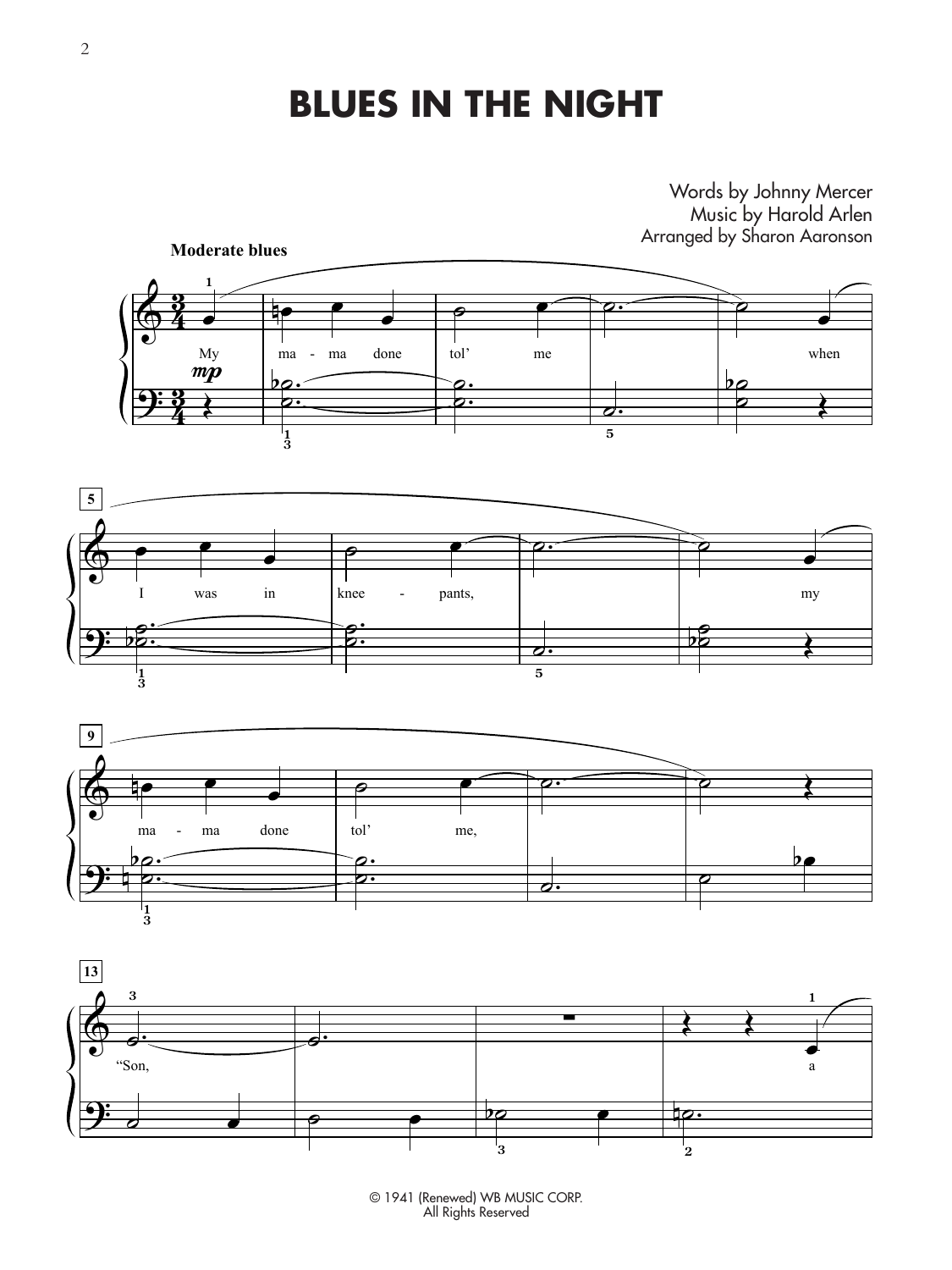# BLUES IN THE NIGHT

Words by Johnny Mercer
Music by Harold Arlen
Arranged by Sharon Aaronson

Moderate blues

My ma - ma done tol' me when

I was in knee - pants, my

ma - ma done tol' me,

"Son, a

© 1941 (Renewed) WB MUSIC CORP.
All Rights Reserved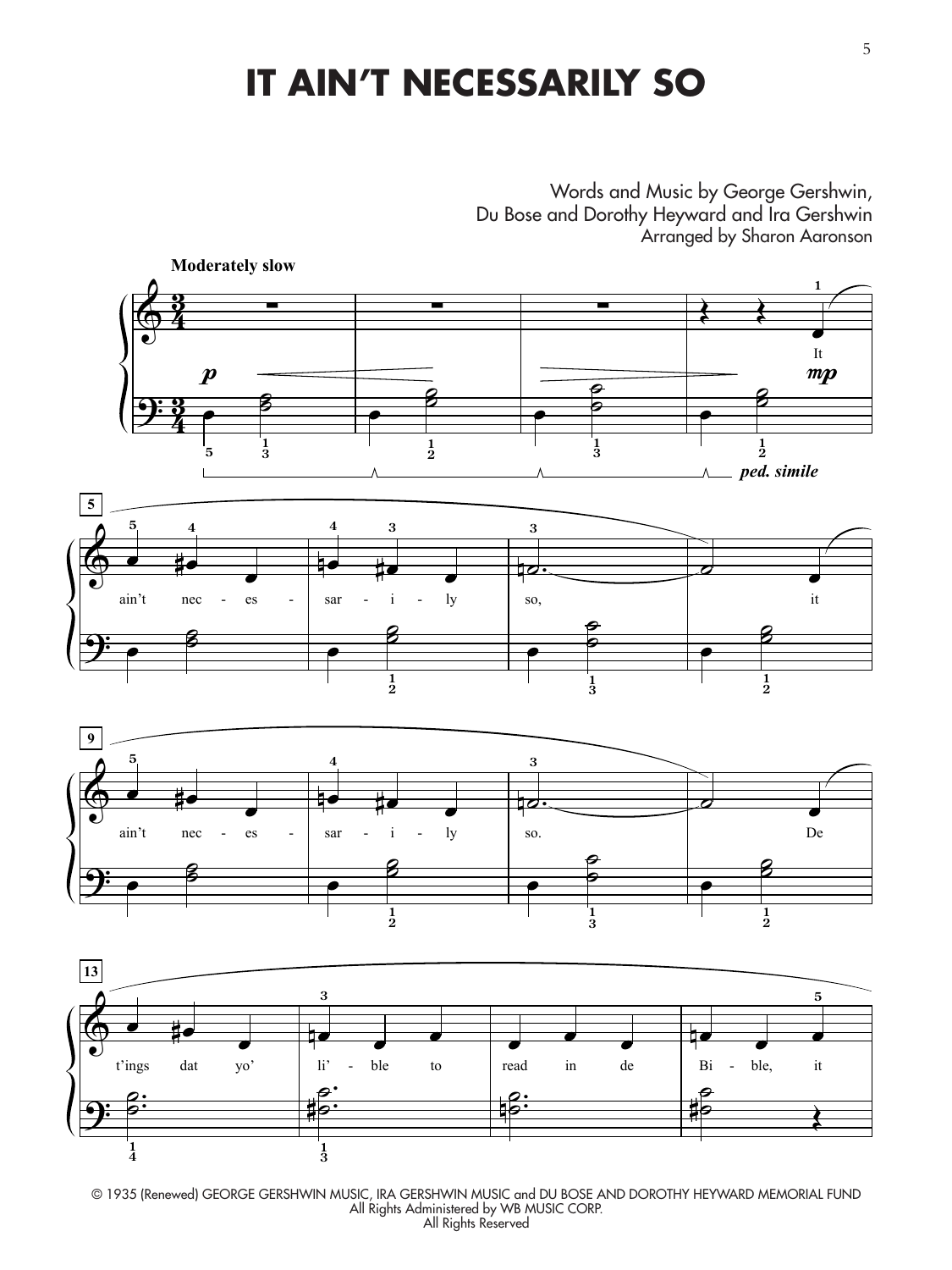# IT AIN'T NECESSARILY SO

Words and Music by George Gershwin,
Du Bose and Dorothy Heyward and Ira Gershwin
Arranged by Sharon Aaronson

**Moderately slow**

It ain't nec - es - sar - i - ly so, it ain't nec - es - sar - i - ly so. De t'ings dat yo' li' - ble to read in de Bi - ble, it

© 1935 (Renewed) GEORGE GERSHWIN MUSIC, IRA GERSHWIN MUSIC and DU BOSE AND DOROTHY HEYWARD MEMORIAL FUND
All Rights Administered by WB MUSIC CORP.
All Rights Reserved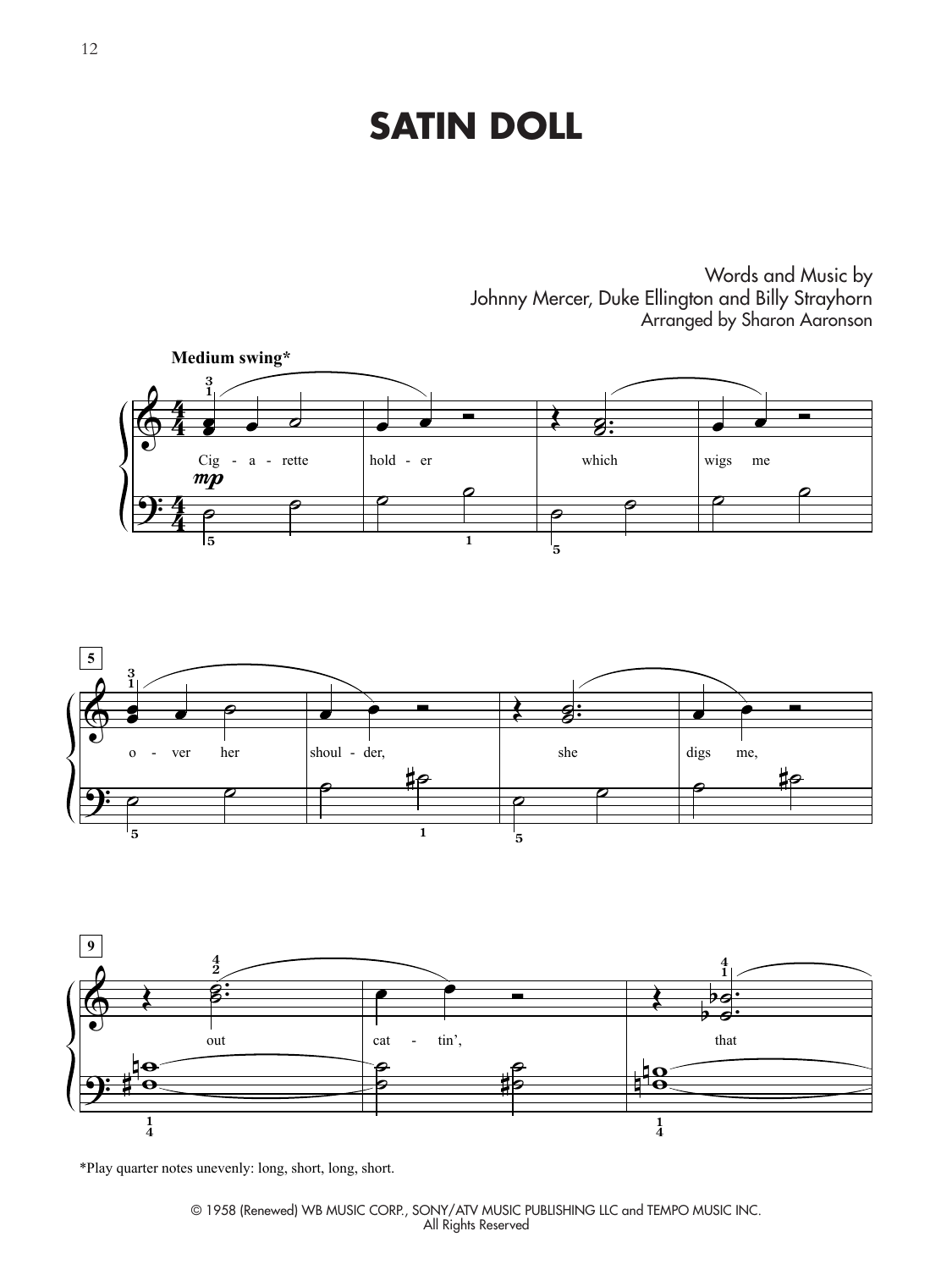# SATIN DOLL

Words and Music by
Johnny Mercer, Duke Ellington and Billy Strayhorn
Arranged by Sharon Aaronson

**Medium swing***

Cig - a - rette hold - er which wigs me

o - ver her shoul - der, she digs me,

out cat - tin', that

*Play quarter notes unevenly: long, short, long, short.

© 1958 (Renewed) WB MUSIC CORP., SONY/ATV MUSIC PUBLISHING LLC and TEMPO MUSIC INC.
All Rights Reserved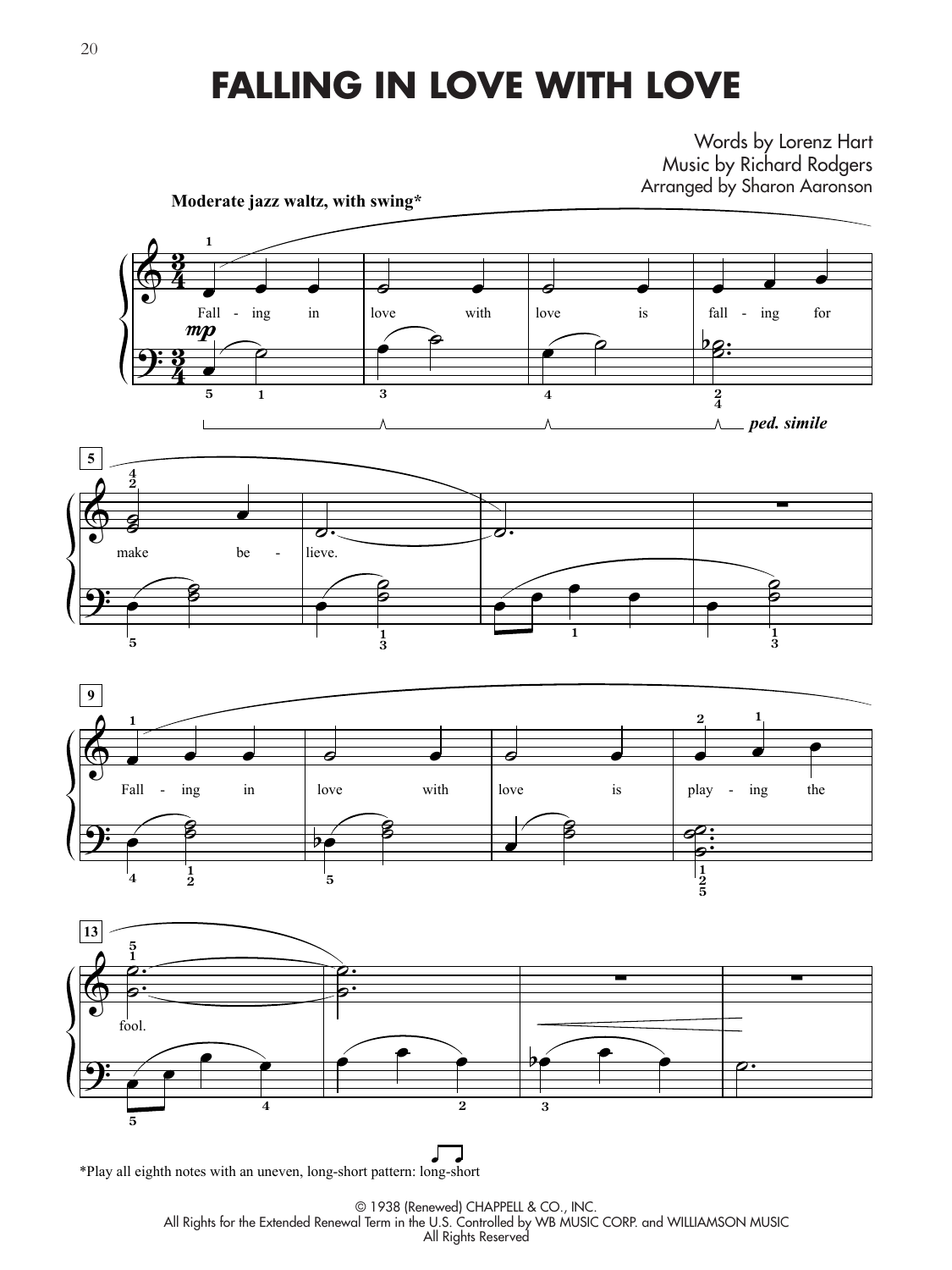# FALLING IN LOVE WITH LOVE

Words by Lorenz Hart
Music by Richard Rodgers
Arranged by Sharon Aaronson

**Moderate jazz waltz, with swing***

*Play all eighth notes with an uneven, long-short pattern: long-short

© 1938 (Renewed) CHAPPELL & CO., INC.
All Rights for the Extended Renewal Term in the U.S. Controlled by WB MUSIC CORP. and WILLIAMSON MUSIC
All Rights Reserved